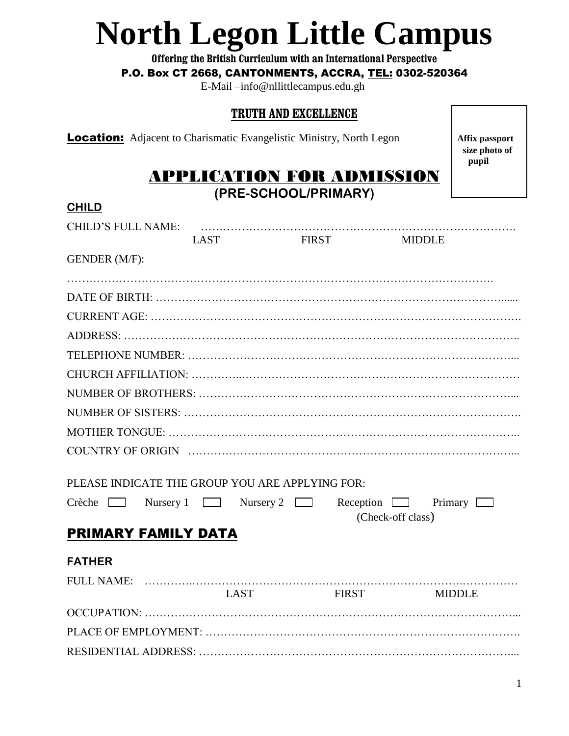# North Legon Little Campus

**Offering the British Curriculum with an International Perspective**

**P.O. Box CT 2668, CANTONMENTS, ACCRA, TEL: 0302-520364**

E-Mail –info@nllittlecampus.edu.gh

**TRUTH AND EXCELLENCE**

**Location:** Adjacent to Charismatic Evangelistic Ministry, North Legon

**Affix passport size photo of pupil**

## APPLICATION FOR ADMISSION

**(PRE-SCHOOL/PRIMARY)**

### CHILD

CHILD'S FULL NAME: …………………………………………………………………………….
LAST FIRST MIDDLE

GENDER (M/F):

…………………………………………………………………………………………………….

DATE OF BIRTH: ………………………………………………………………………………......

CURRENT AGE: ………………………………………………………………………………….

ADDRESS: ………………………………………………………………………………………..

TELEPHONE NUMBER: …………………………………………………………………………...

CHURCH AFFILIATION: …………..………………………………………………………………

NUMBER OF BROTHERS: ………………………………………………………………………...

NUMBER OF SISTERS: ………………………………………………………………………….

MOTHER TONGUE: ……………………………………………………………………………..

COUNTRY OF ORIGIN ……………………………………………………………………………...

PLEASE INDICATE THE GROUP YOU ARE APPLYING FOR:

Crèche ☐ Nursery 1 ☐ Nursery 2 ☐ Reception ☐ Primary ☐
(Check-off class)

## PRIMARY FAMILY DATA

### FATHER

FULL NAME: ………….…………………………………………………………………..……………
LAST FIRST MIDDLE

OCCUPATION: ….………………………………………………………………………………...

PLACE OF EMPLOYMENT: ……………………………………………………………………….

RESIDENTIAL ADDRESS: ………………………………………………………………………...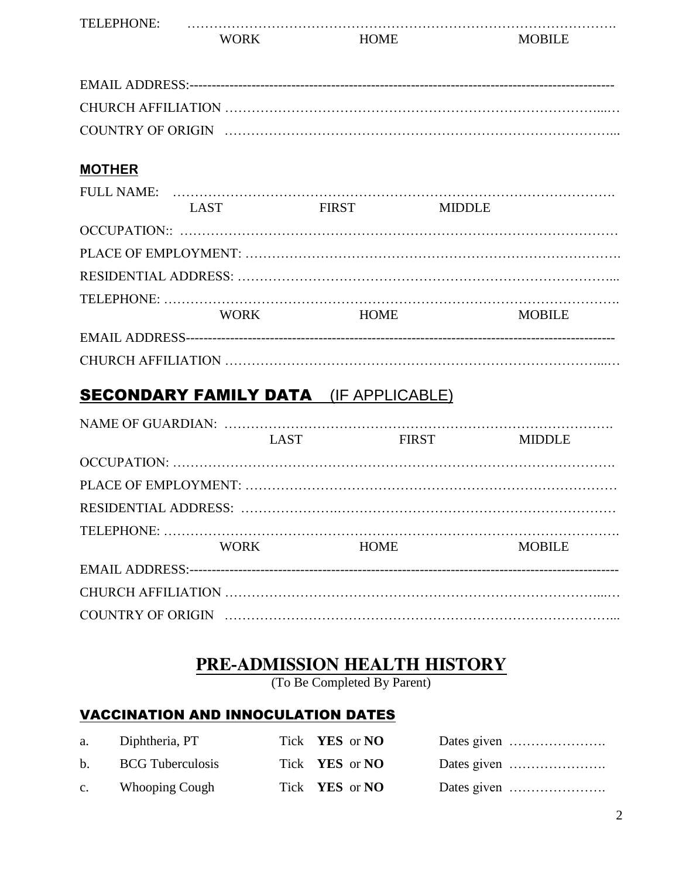TELEPHONE: …………………………………………………………………………………….
WORK HOME MOBILE

EMAIL ADDRESS:----------------------------------------------------------------------------------------------

CHURCH AFFILIATION …………………………………………………………………………...…

COUNTRY OF ORIGIN ………………………………………………………………………….....

## MOTHER

FULL NAME: …………………………………………………………………………………….
LAST FIRST MIDDLE

OCCUPATION:: ……………………………………………………………………………………

PLACE OF EMPLOYMENT: ……………………………………………………………………….

RESIDENTIAL ADDRESS: ……………………………………………………………………….....

TELEPHONE: ………………………………………………………………………………………….
WORK HOME MOBILE

EMAIL ADDRESS-----------------------------------------------------------------------------------------------

CHURCH AFFILIATION …………………………………………………………………………...…

## SECONDARY FAMILY DATA (IF APPLICABLE)

NAME OF GUARDIAN: …………………………………………………………………………….
LAST FIRST MIDDLE

OCCUPATION: ………………………………………………………………………………………….

PLACE OF EMPLOYMENT: ………………………………………………………………………

RESIDENTIAL ADDRESS: ………………………………………………………………………

TELEPHONE: ………………………………………………………………………………………….
WORK HOME MOBILE

EMAIL ADDRESS:----------------------------------------------------------------------------------------------

CHURCH AFFILIATION …………………………………………………………………………...…

COUNTRY OF ORIGIN ………………………………………………………………………….....

# PRE-ADMISSION HEALTH HISTORY

(To Be Completed By Parent)

## VACCINATION AND INNOCULATION DATES

a. Diphtheria, PT Tick **YES** or **NO** Dates given ………………….

b. BCG Tuberculosis Tick **YES** or **NO** Dates given ………………….

c. Whooping Cough Tick **YES** or **NO** Dates given ………………….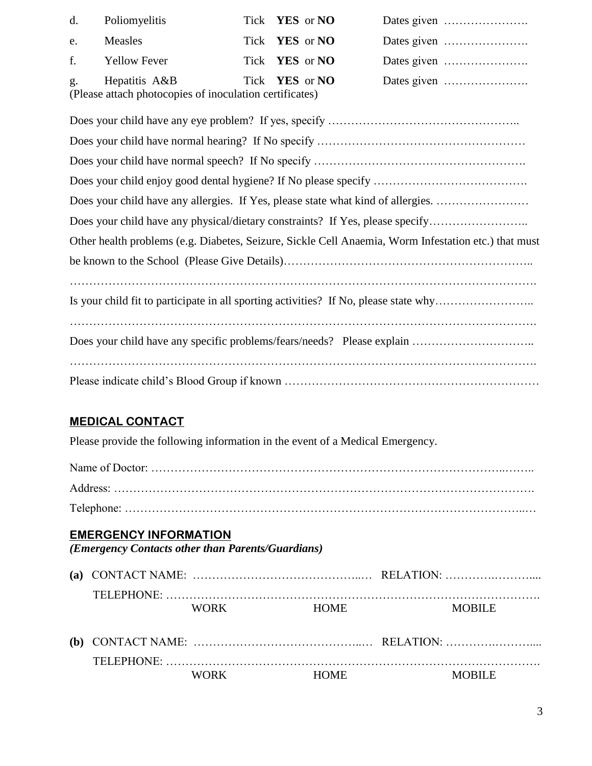d. Poliomyelitis  Tick **YES** or **NO**  Dates given ………………….

e. Measles  Tick **YES** or **NO**  Dates given ………………….

f. Yellow Fever  Tick **YES** or **NO**  Dates given ………………….

g. Hepatitis A&B  Tick **YES** or **NO**  Dates given ………………….

(Please attach photocopies of inoculation certificates)

Does your child have any eye problem? If yes, specify …………………………………………..

Does your child have normal hearing? If No specify ………………………………………………

Does your child have normal speech? If No specify ……………………………………………….

Does your child enjoy good dental hygiene? If No please specify ………………………………….

Does your child have any allergies. If Yes, please state what kind of allergies. ……………………

Does your child have any physical/dietary constraints? If Yes, please specify……………………..

Other health problems (e.g. Diabetes, Seizure, Sickle Cell Anaemia, Worm Infestation etc.) that must be known to the School (Please Give Details)……………………………………………………..

…………………………………………………………………………………………………….

Is your child fit to participate in all sporting activities? If No, please state why……………………..

…………………………………………………………………………………………………….

Does your child have any specific problems/fears/needs? Please explain …………………………..

…………………………………………………………………………………………………….

Please indicate child's Blood Group if known ………………………………………………………

## MEDICAL CONTACT

Please provide the following information in the event of a Medical Emergency.

Name of Doctor: …………………………………………………………………………..……..

Address: ……………………………………………………………………………………………….

Telephone: ………………………………………………………………………………………..…

## EMERGENCY INFORMATION

***(Emergency Contacts other than Parents/Guardians)***

**(a)** CONTACT NAME: ……………………………………..… RELATION: ………….………....

TELEPHONE: ……………………………………………………………………………………….

WORK  HOME  MOBILE

**(b)** CONTACT NAME: ……………………………………..… RELATION: ………….………....

TELEPHONE: ……………………………………………………………………………………….

WORK  HOME  MOBILE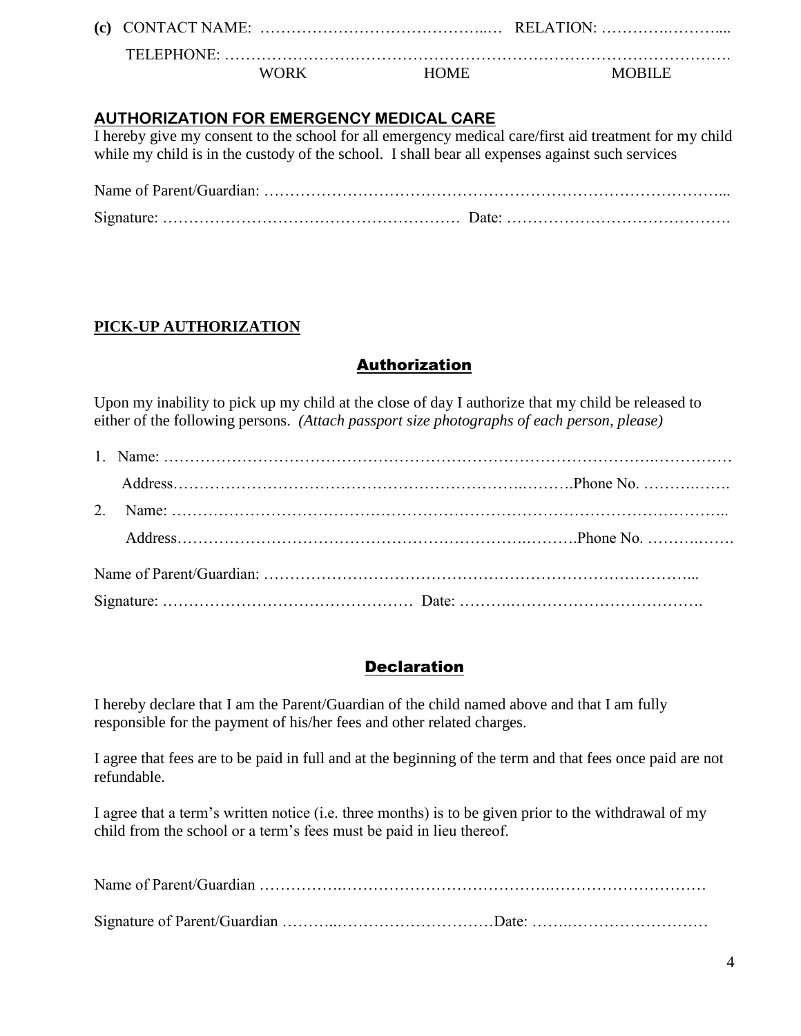**(c)** CONTACT NAME: ……………………………………..… RELATION: ………….………....

TELEPHONE: …………………………………………………………………………………….

WORK HOME MOBILE

## AUTHORIZATION FOR EMERGENCY MEDICAL CARE

I hereby give my consent to the school for all emergency medical care/first aid treatment for my child while my child is in the custody of the school. I shall bear all expenses against such services

Name of Parent/Guardian: ……………………………………………………………………………...

Signature: ………………………………………………… Date: …………………………………….

## PICK-UP AUTHORIZATION

### Authorization

Upon my inability to pick up my child at the close of day I authorize that my child be released to either of the following persons. *(Attach passport size photographs of each person, please)*

1. Name: ……………………………………………………………………………………..……………

   Address…………………………………………………………..……….Phone No. ……….…….

2. Name: …………………………………………………………………………………………..

   Address…………………………………………………………..……….Phone No. ……….…….

Name of Parent/Guardian: ………………………………………………………………………...

Signature: ………………………………………… Date: ……….……………………………….

### Declaration

I hereby declare that I am the Parent/Guardian of the child named above and that I am fully responsible for the payment of his/her fees and other related charges.

I agree that fees are to be paid in full and at the beginning of the term and that fees once paid are not refundable.

I agree that a term's written notice (i.e. three months) is to be given prior to the withdrawal of my child from the school or a term's fees must be paid in lieu thereof.

Name of Parent/Guardian …………….………………………………….…………………………

Signature of Parent/Guardian ………..…………………………Date: …….………………………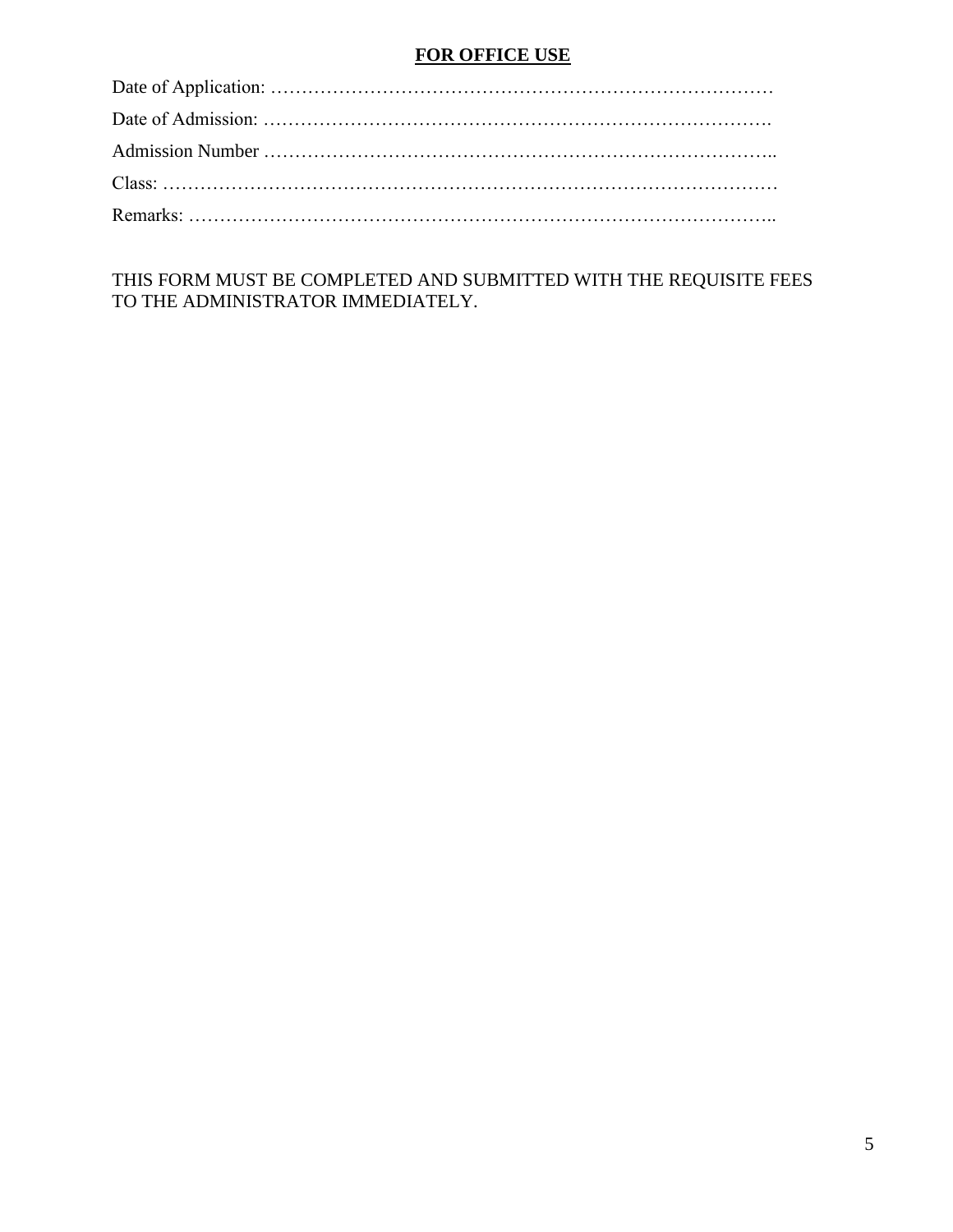**FOR OFFICE USE**

Date of Application: ………………………………………………………………………

Date of Admission: ……………………………………………………………………….

Admission Number ………………………………………………………………………..

Class: ……………………………………………………………………………………

Remarks: ………………………………………………………………………………..

THIS FORM MUST BE COMPLETED AND SUBMITTED WITH THE REQUISITE FEES TO THE ADMINISTRATOR IMMEDIATELY.